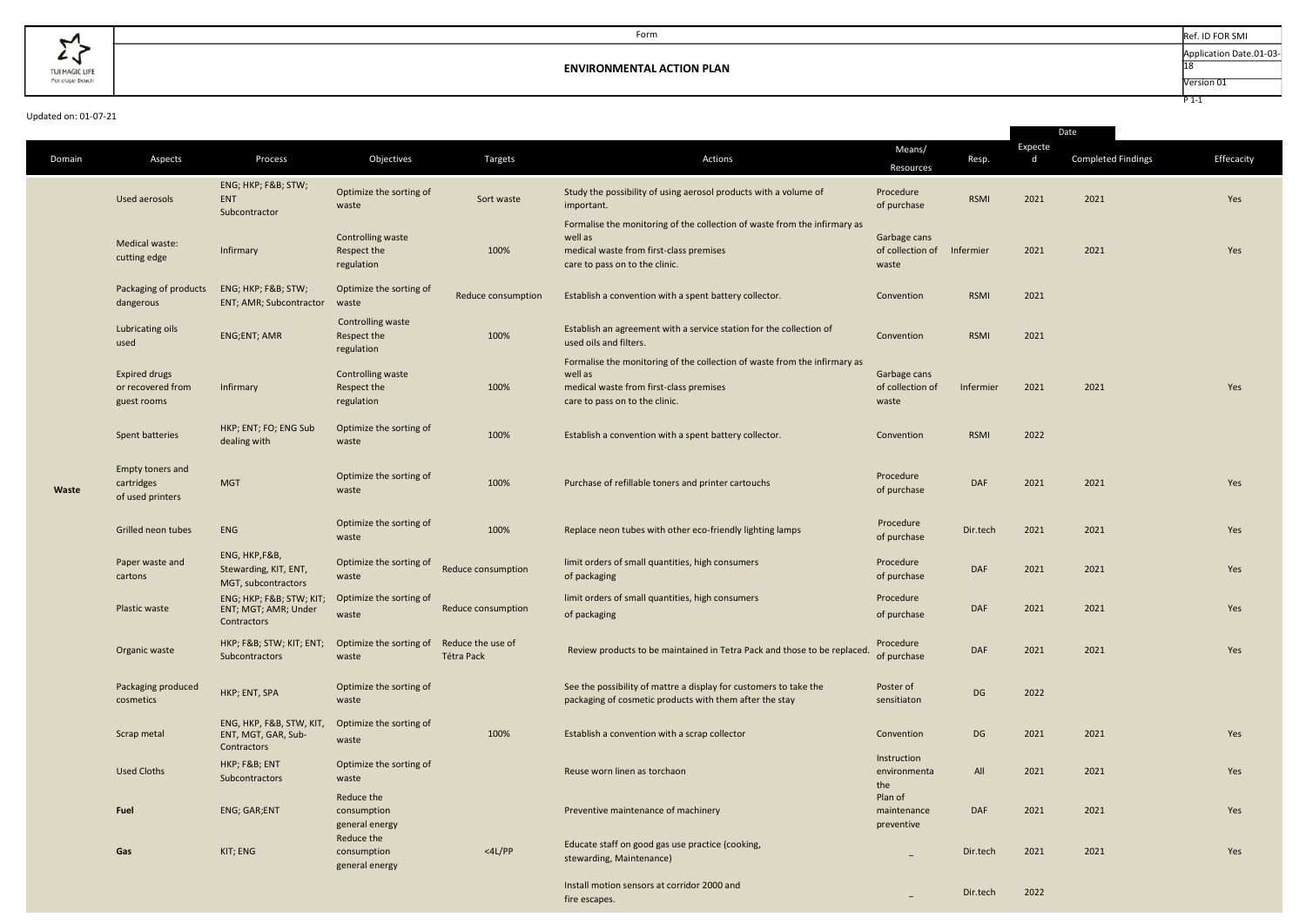| | Form | Ref. ID FOR SMI |
|---|---|---|
| TUI MAGIC LIFE Penelope Beach | **ENVIRONMENTAL ACTION PLAN** | Application Date.01-03-18 |
| | | Version 01 |
| | | P 1-1 |

Updated on: 01-07-21

| Domain | Aspects | Process | Objectives | Targets | Actions | Means/ Resources | Resp. | Date: Expected | Date: Completed Findings | Effecacity |
|---|---|---|---|---|---|---|---|---|---|---|
| Waste | Used aerosols | ENG; HKP; F&B; STW; ENT Subcontractor | Optimize the sorting of waste | Sort waste | Study the possibility of using aerosol products with a volume of important. | Procedure of purchase | RSMI | 2021 | 2021 | Yes |
| | Medical waste: cutting edge | Infirmary | Controlling waste Respect the regulation | 100% | Formalise the monitoring of the collection of waste from the infirmary as well as medical waste from first-class premises care to pass on to the clinic. | Garbage cans of collection of waste | Infermier | 2021 | 2021 | Yes |
| | Packaging of products dangerous | ENG; HKP; F&B; STW; ENT; AMR; Subcontractor | Optimize the sorting of waste | Reduce consumption | Establish a convention with a spent battery collector. | Convention | RSMI | 2021 | | |
| | Lubricating oils used | ENG;ENT; AMR | Controlling waste Respect the regulation | 100% | Establish an agreement with a service station for the collection of used oils and filters. | Convention | RSMI | 2021 | | |
| | Expired drugs or recovered from guest rooms | Infirmary | Controlling waste Respect the regulation | 100% | Formalise the monitoring of the collection of waste from the infirmary as well as medical waste from first-class premises care to pass on to the clinic. | Garbage cans of collection of waste | Infermier | 2021 | 2021 | Yes |
| | Spent batteries | HKP; ENT; FO; ENG Sub dealing with | Optimize the sorting of waste | 100% | Establish a convention with a spent battery collector. | Convention | RSMI | 2022 | | |
| | Empty toners and cartridges of used printers | MGT | Optimize the sorting of waste | 100% | Purchase of refillable toners and printer cartouchs | Procedure of purchase | DAF | 2021 | 2021 | Yes |
| | Grilled neon tubes | ENG | Optimize the sorting of waste | 100% | Replace neon tubes with other eco-friendly lighting lamps | Procedure of purchase | Dir.tech | 2021 | 2021 | Yes |
| | Paper waste and cartons | ENG, HKP,F&B, Stewarding, KIT, ENT, MGT, subcontractors | Optimize the sorting of waste | Reduce consumption | limit orders of small quantities, high consumers of packaging | Procedure of purchase | DAF | 2021 | 2021 | Yes |
| | Plastic waste | ENG; HKP; F&B; STW; KIT; ENT; MGT; AMR; Under Contractors | Optimize the sorting of waste | Reduce consumption | limit orders of small quantities, high consumers of packaging | Procedure of purchase | DAF | 2021 | 2021 | Yes |
| | Organic waste | HKP; F&B; STW; KIT; ENT; Subcontractors | Optimize the sorting of waste | Reduce the use of Tétra Pack | Review products to be maintained in Tetra Pack and those to be replaced. | Procedure of purchase | DAF | 2021 | 2021 | Yes |
| | Packaging produced cosmetics | HKP; ENT, SPA | Optimize the sorting of waste | | See the possibility of mattre a display for customers to take the packaging of cosmetic products with them after the stay | Poster of sensitiaton | DG | 2022 | | |
| | Scrap metal | ENG, HKP, F&B, STW, KIT, ENT, MGT, GAR, Sub-Contractors | Optimize the sorting of waste | 100% | Establish a convention with a scrap collector | Convention | DG | 2021 | 2021 | Yes |
| | Used Cloths | HKP; F&B; ENT Subcontractors | Optimize the sorting of waste | | Reuse worn linen as torchaon | Instruction environmenta the | All | 2021 | 2021 | Yes |
| | **Fuel** | ENG; GAR;ENT | Reduce the consumption general energy | | Preventive maintenance of machinery | Plan of maintenance preventive | DAF | 2021 | 2021 | Yes |
| | **Gas** | KIT; ENG | Reduce the consumption general energy | <4L/PP | Educate staff on good gas use practice (cooking, stewarding, Maintenance) | _ | Dir.tech | 2021 | 2021 | Yes |
| | | | | | Install motion sensors at corridor 2000 and fire escapes. | _ | Dir.tech | 2022 | | |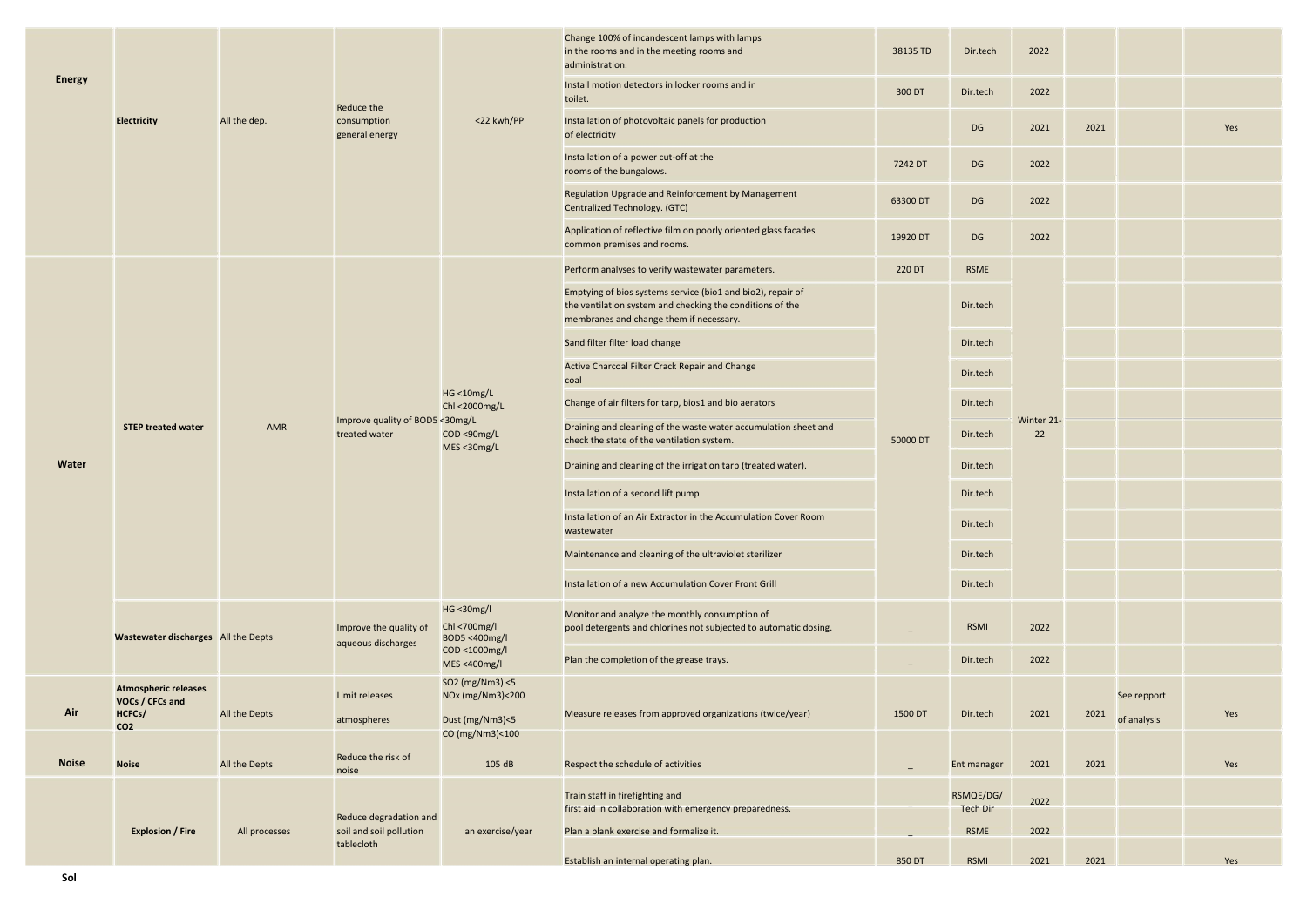| | | | | | | | | | | | |
|---|---|---|---|---|---|---|---|---|---|---|---|
| **Energy** | **Electricity** | All the dep. | Reduce the consumption general energy | <22 kwh/PP | Change 100% of incandescent lamps with lamps in the rooms and in the meeting rooms and administration. | 38135 TD | Dir.tech | 2022 | | | |
| | | | | | Install motion detectors in locker rooms and in toilet. | 300 DT | Dir.tech | 2022 | | | |
| | | | | | Installation of photovoltaic panels for production of electricity | | DG | 2021 | 2021 | | Yes |
| | | | | | Installation of a power cut-off at the rooms of the bungalows. | 7242 DT | DG | 2022 | | | |
| | | | | | Regulation Upgrade and Reinforcement by Management Centralized Technology. (GTC) | 63300 DT | DG | 2022 | | | |
| | | | | | Application of reflective film on poorly oriented glass facades common premises and rooms. | 19920 DT | DG | 2022 | | | |
| **Water** | **STEP treated water** | AMR | Improve quality of treated water | HG <10mg/L<br>Chl <2000mg/L<br>BOD5 <30mg/L<br>COD <90mg/L<br>MES <30mg/L | Perform analyses to verify wastewater parameters. | 220 DT | RSME | Winter 21-22 | | | |
| | | | | | Emptying of bios systems service (bio1 and bio2), repair of the ventilation system and checking the conditions of the membranes and change them if necessary. | 50000 DT | Dir.tech | | | | |
| | | | | | Sand filter filter load change | | Dir.tech | | | | |
| | | | | | Active Charcoal Filter Crack Repair and Change coal | | Dir.tech | | | | |
| | | | | | Change of air filters for tarp, bios1 and bio aerators | | Dir.tech | | | | |
| | | | | | Draining and cleaning of the waste water accumulation sheet and check the state of the ventilation system. | | Dir.tech | | | | |
| | | | | | Draining and cleaning of the irrigation tarp (treated water). | | Dir.tech | | | | |
| | | | | | Installation of a second lift pump | | Dir.tech | | | | |
| | | | | | Installation of an Air Extractor in the Accumulation Cover Room wastewater | | Dir.tech | | | | |
| | | | | | Maintenance and cleaning of the ultraviolet sterilizer | | Dir.tech | | | | |
| | | | | | Installation of a new Accumulation Cover Front Grill | | Dir.tech | | | | |
| | **Wastewater discharges** | All the Depts | Improve the quality of aqueous discharges | HG <30mg/l<br>Chl <700mg/l<br>BOD5 <400mg/l<br>COD <1000mg/l<br>MES <400mg/l | Monitor and analyze the monthly consumption of pool detergents and chlorines not subjected to automatic dosing. | _ | RSMI | 2022 | | | |
| | | | | | Plan the completion of the grease trays. | _ | Dir.tech | 2022 | | | |
| **Air** | **Atmospheric releases VOCs / CFCs and HCFCs/ $CO_2$** | All the Depts | Limit releases atmospheres | $SO_2$ (mg/Nm3) <5<br>NOx (mg/Nm3)<200<br>Dust (mg/Nm3)<5<br>CO (mg/Nm3)<100 | Measure releases from approved organizations (twice/year) | 1500 DT | Dir.tech | 2021 | 2021 | See repport of analysis | Yes |
| **Noise** | **Noise** | All the Depts | Reduce the risk of noise | 105 dB | Respect the schedule of activities | _ | Ent manager | 2021 | 2021 | | Yes |
| **Sol** | **Explosion / Fire** | All processes | Reduce degradation and soil and soil pollution tablecloth | an exercise/year | Train staff in firefighting and first aid in collaboration with emergency preparedness. | _ | RSMQE/DG/ Tech Dir | 2022 | | | |
| | | | | | Plan a blank exercise and formalize it. | _ | RSME | 2022 | | | |
| | | | | | Establish an internal operating plan. | 850 DT | RSMI | 2021 | 2021 | | Yes |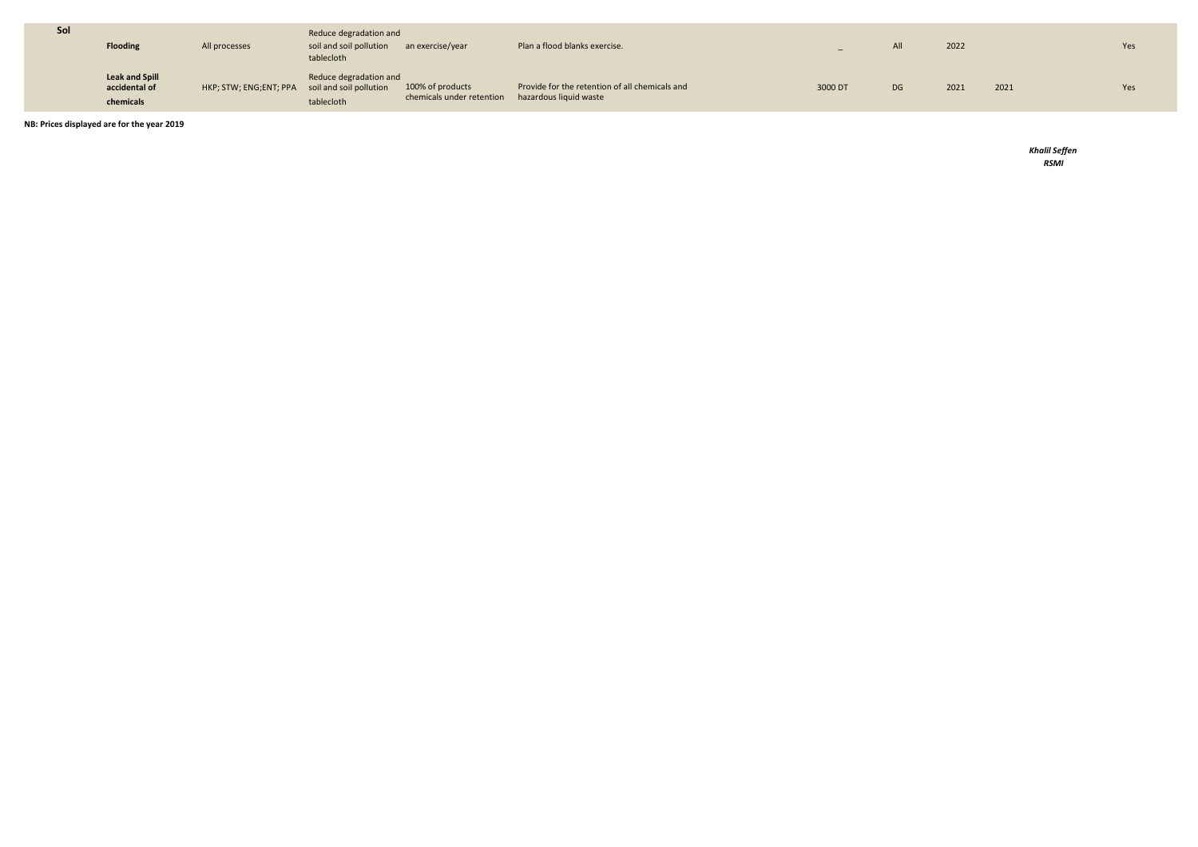| | | | | | | | | | | |
|---|---|---|---|---|---|---|---|---|---|---|
| **Sol** | **Flooding** | All processes | Reduce degradation and soil and soil pollution tablecloth | an exercise/year | Plan a flood blanks exercise. | _ | All | 2022 | | Yes |
| | **Leak and Spill accidental of chemicals** | HKP; STW; ENG;ENT; PPA | Reduce degradation and soil and soil pollution tablecloth | 100% of products chemicals under retention | Provide for the retention of all chemicals and hazardous liquid waste | 3000 DT | DG | 2021 | 2021 | Yes |

**NB: Prices displayed are for the year 2019**

***Khalil Seffen***
***RSMI***